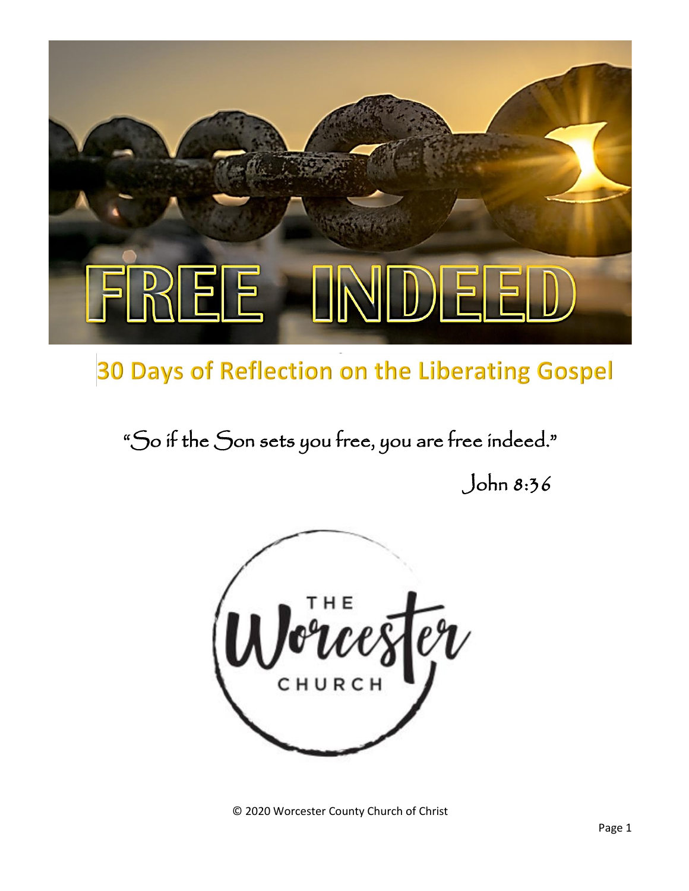# FREE INDEED

## 30 Days of Reflection on the Liberating Gospel

"So if the Son sets you free, you are free indeed."

John 8:36

THE Worcester CHURCH

© 2020 Worcester County Church of Christ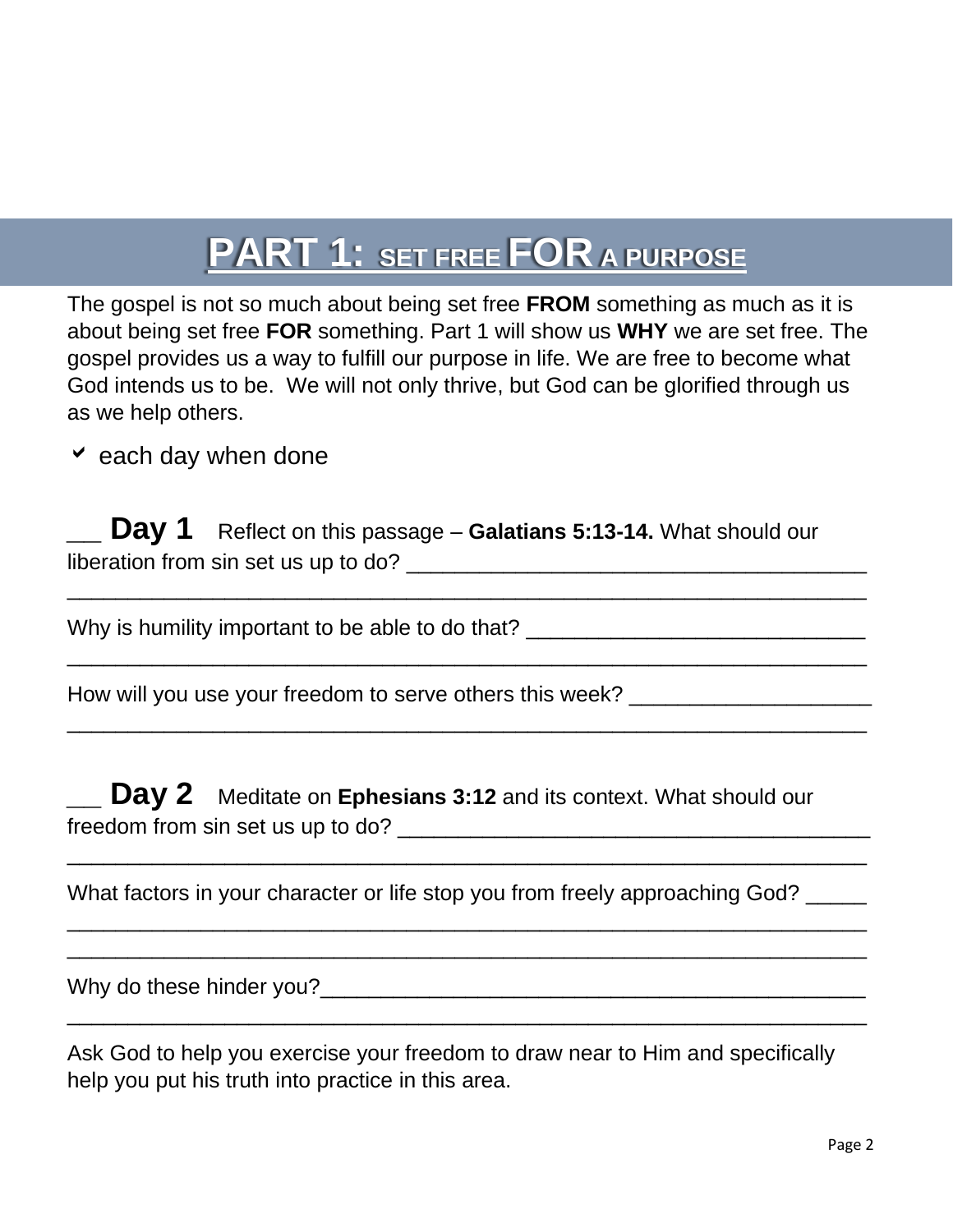# PART 1: SET FREE FOR A PURPOSE

The gospel is not so much about being set free **FROM** something as much as it is about being set free **FOR** something. Part 1 will show us **WHY** we are set free. The gospel provides us a way to fulfill our purpose in life. We are free to become what God intends us to be. We will not only thrive, but God can be glorified through us as we help others.

✔ each day when done

___ **Day 1** Reflect on this passage – **Galatians 5:13-14.** What should our liberation from sin set us up to do? ______________________________________
_________________________________________________________________

Why is humility important to be able to do that? ____________________________
_________________________________________________________________

How will you use your freedom to serve others this week? ___________________
_________________________________________________________________

___ **Day 2** Meditate on **Ephesians 3:12** and its context. What should our freedom from sin set us up to do? _______________________________________
_________________________________________________________________

What factors in your character or life stop you from freely approaching God? _____
_________________________________________________________________
_________________________________________________________________

Why do these hinder you?______________________________________________
_________________________________________________________________

Ask God to help you exercise your freedom to draw near to Him and specifically help you put his truth into practice in this area.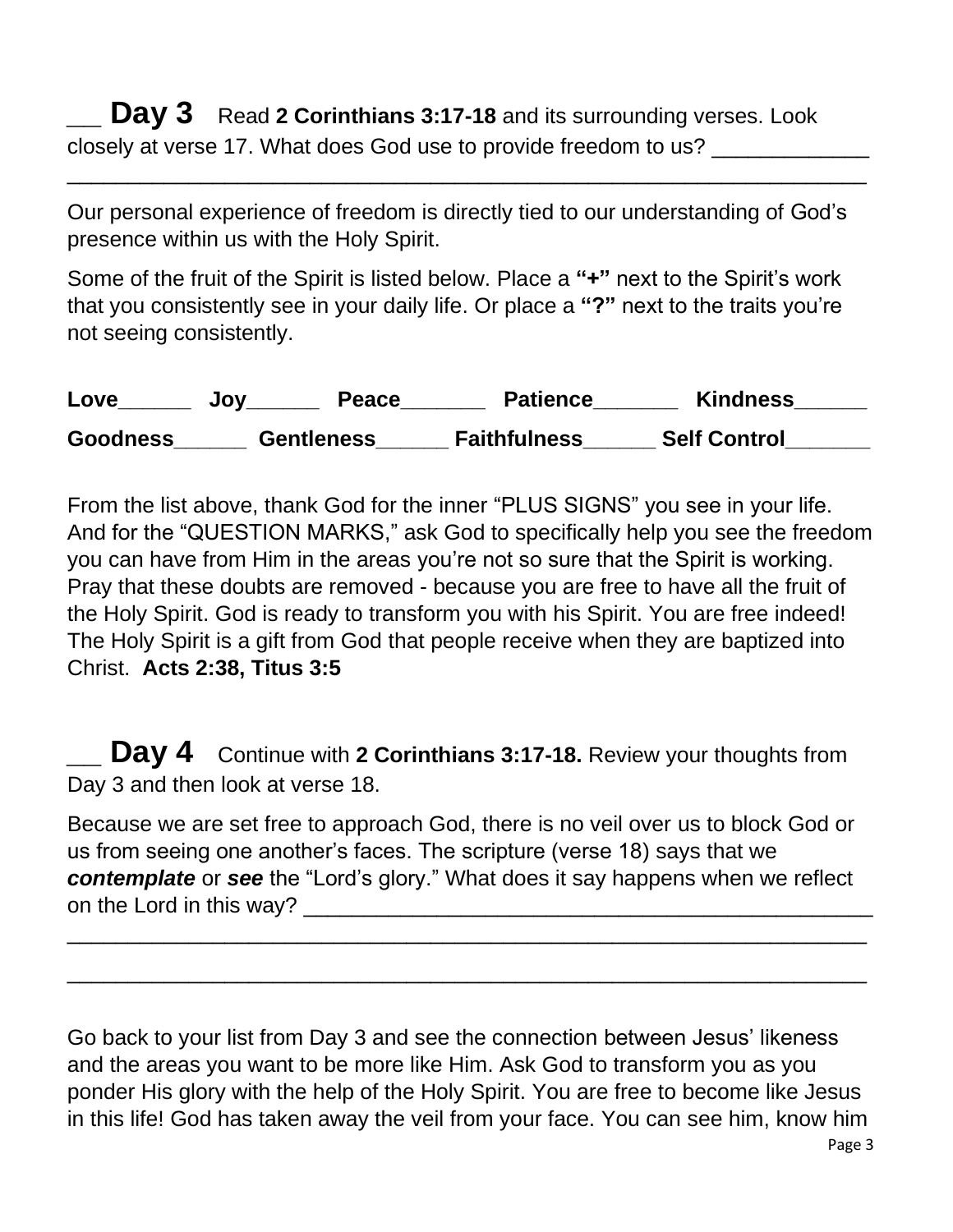\_\_\_ **Day 3** Read **2 Corinthians 3:17-18** and its surrounding verses. Look closely at verse 17. What does God use to provide freedom to us? ____________
_________________________________________________________________

Our personal experience of freedom is directly tied to our understanding of God's presence within us with the Holy Spirit.

Some of the fruit of the Spirit is listed below. Place a **"+"** next to the Spirit's work that you consistently see in your daily life. Or place a **"?"** next to the traits you're not seeing consistently.

**Love______ Joy______ Peace_______ Patience_______ Kindness______**

**Goodness______ Gentleness______ Faithfulness______ Self Control_______**

From the list above, thank God for the inner "PLUS SIGNS" you see in your life. And for the "QUESTION MARKS," ask God to specifically help you see the freedom you can have from Him in the areas you're not so sure that the Spirit is working. Pray that these doubts are removed - because you are free to have all the fruit of the Holy Spirit. God is ready to transform you with his Spirit. You are free indeed! The Holy Spirit is a gift from God that people receive when they are baptized into Christ. **Acts 2:38, Titus 3:5**

\_\_\_ **Day 4** Continue with **2 Corinthians 3:17-18.** Review your thoughts from Day 3 and then look at verse 18.

Because we are set free to approach God, there is no veil over us to block God or us from seeing one another's faces. The scripture (verse 18) says that we ***contemplate*** or ***see*** the "Lord's glory." What does it say happens when we reflect on the Lord in this way? _______________________________________________
_________________________________________________________________
_________________________________________________________________

Go back to your list from Day 3 and see the connection between Jesus' likeness and the areas you want to be more like Him. Ask God to transform you as you ponder His glory with the help of the Holy Spirit. You are free to become like Jesus in this life! God has taken away the veil from your face. You can see him, know him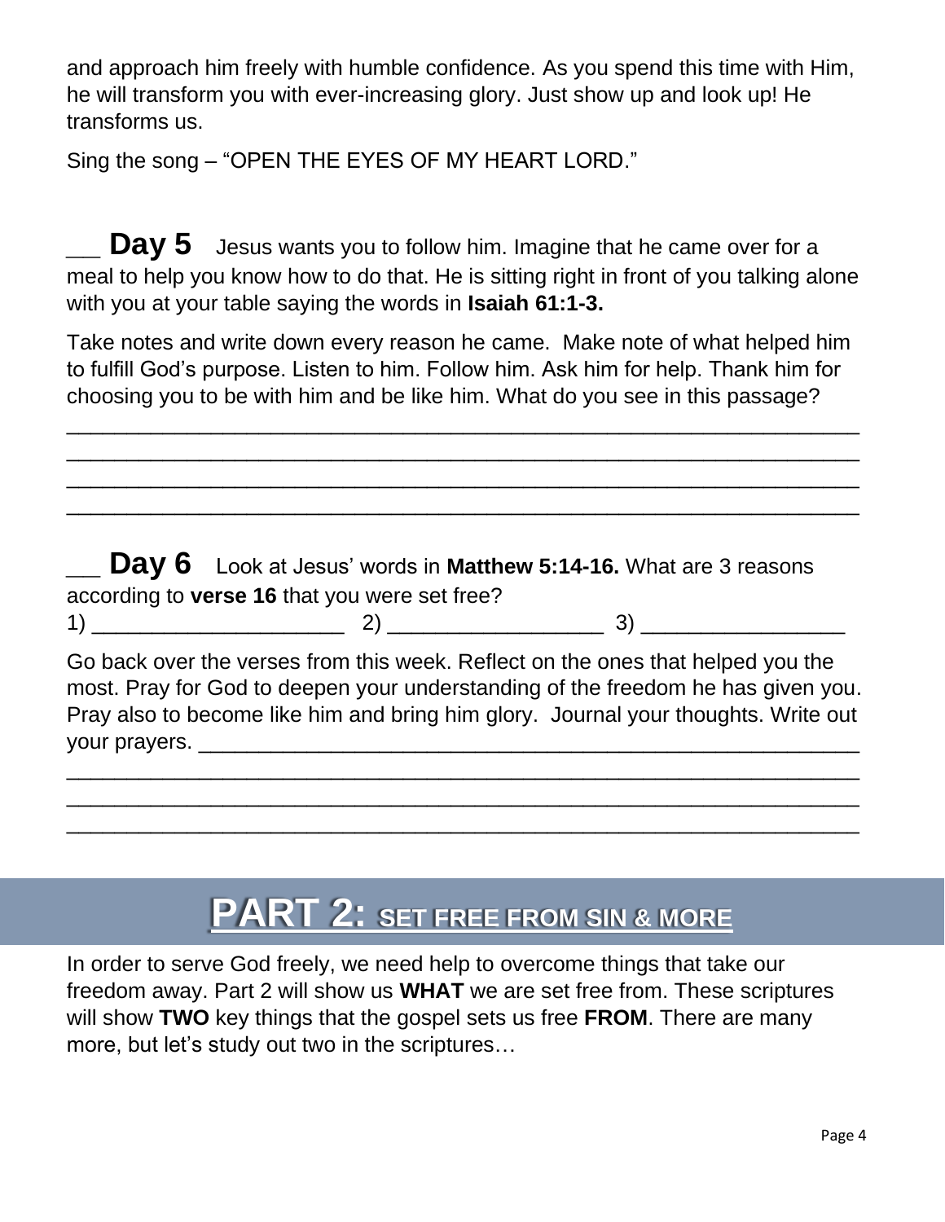and approach him freely with humble confidence. As you spend this time with Him, he will transform you with ever-increasing glory. Just show up and look up! He transforms us.

Sing the song – "OPEN THE EYES OF MY HEART LORD."

___ **Day 5** Jesus wants you to follow him. Imagine that he came over for a meal to help you know how to do that. He is sitting right in front of you talking alone with you at your table saying the words in **Isaiah 61:1-3.**

Take notes and write down every reason he came. Make note of what helped him to fulfill God's purpose. Listen to him. Follow him. Ask him for help. Thank him for choosing you to be with him and be like him. What do you see in this passage?

_______________________________________________________________

_______________________________________________________________

_______________________________________________________________

_______________________________________________________________

___ **Day 6** Look at Jesus' words in **Matthew 5:14-16.** What are 3 reasons according to **verse 16** that you were set free?

1) ____________________ 2) ________________ 3) ________________

Go back over the verses from this week. Reflect on the ones that helped you the most. Pray for God to deepen your understanding of the freedom he has given you. Pray also to become like him and bring him glory. Journal your thoughts. Write out your prayers. ______________________________________________

_______________________________________________________________

_______________________________________________________________

_______________________________________________________________

# PART 2: SET FREE FROM SIN & MORE

In order to serve God freely, we need help to overcome things that take our freedom away. Part 2 will show us **WHAT** we are set free from. These scriptures will show **TWO** key things that the gospel sets us free **FROM**. There are many more, but let's study out two in the scriptures…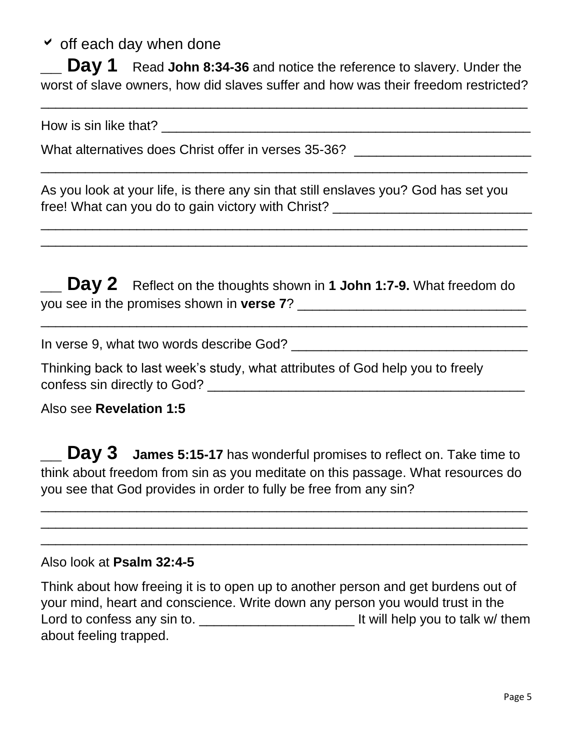✔ off each day when done

___ **Day 1** Read **John 8:34-36** and notice the reference to slavery. Under the worst of slave owners, how did slaves suffer and how was their freedom restricted?

_______________________________________________________________

How is sin like that? _____________________________________________

What alternatives does Christ offer in verses 35-36? ______________________

_______________________________________________________________

As you look at your life, is there any sin that still enslaves you? God has set you free! What can you do to gain victory with Christ? _________________________

_______________________________________________________________

_______________________________________________________________

___ **Day 2** Reflect on the thoughts shown in **1 John 1:7-9.** What freedom do you see in the promises shown in **verse 7**? _____________________________

_______________________________________________________________

In verse 9, what two words describe God? ______________________________

Thinking back to last week's study, what attributes of God help you to freely confess sin directly to God? __________________________________________

Also see **Revelation 1:5**

___ **Day 3** **James 5:15-17** has wonderful promises to reflect on. Take time to think about freedom from sin as you meditate on this passage. What resources do you see that God provides in order to fully be free from any sin?

_______________________________________________________________

_______________________________________________________________

_______________________________________________________________

Also look at **Psalm 32:4-5**

Think about how freeing it is to open up to another person and get burdens out of your mind, heart and conscience. Write down any person you would trust in the Lord to confess any sin to. _____________________ It will help you to talk w/ them about feeling trapped.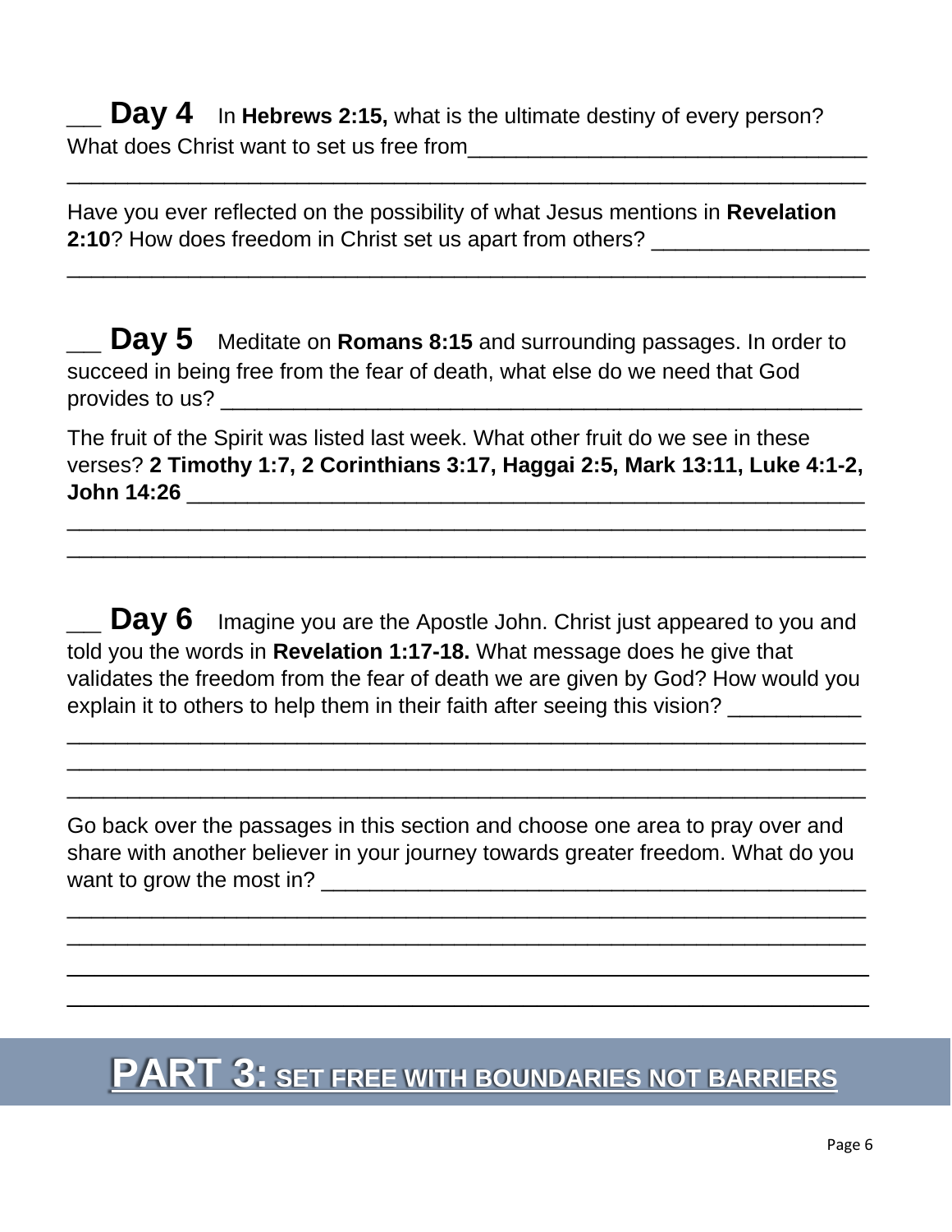___ **Day 4** In **Hebrews 2:15,** what is the ultimate destiny of every person? What does Christ want to set us free from________________________________
_______________________________________________________________

Have you ever reflected on the possibility of what Jesus mentions in **Revelation 2:10**? How does freedom in Christ set us apart from others? __________________
_______________________________________________________________

___ **Day 5** Meditate on **Romans 8:15** and surrounding passages. In order to succeed in being free from the fear of death, what else do we need that God provides to us? ______________________________________________________

The fruit of the Spirit was listed last week. What other fruit do we see in these verses? **2 Timothy 1:7, 2 Corinthians 3:17, Haggai 2:5, Mark 13:11, Luke 4:1-2, John 14:26** __________________________________________________________
_______________________________________________________________
_______________________________________________________________

___ **Day 6** Imagine you are the Apostle John. Christ just appeared to you and told you the words in **Revelation 1:17-18.** What message does he give that validates the freedom from the fear of death we are given by God? How would you explain it to others to help them in their faith after seeing this vision? ___________
_______________________________________________________________
_______________________________________________________________
_______________________________________________________________

Go back over the passages in this section and choose one area to pray over and share with another believer in your journey towards greater freedom. What do you want to grow the most in? _______________________________________________
_______________________________________________________________
_______________________________________________________________
_______________________________________________________________
_______________________________________________________________

## PART 3: SET FREE WITH BOUNDARIES NOT BARRIERS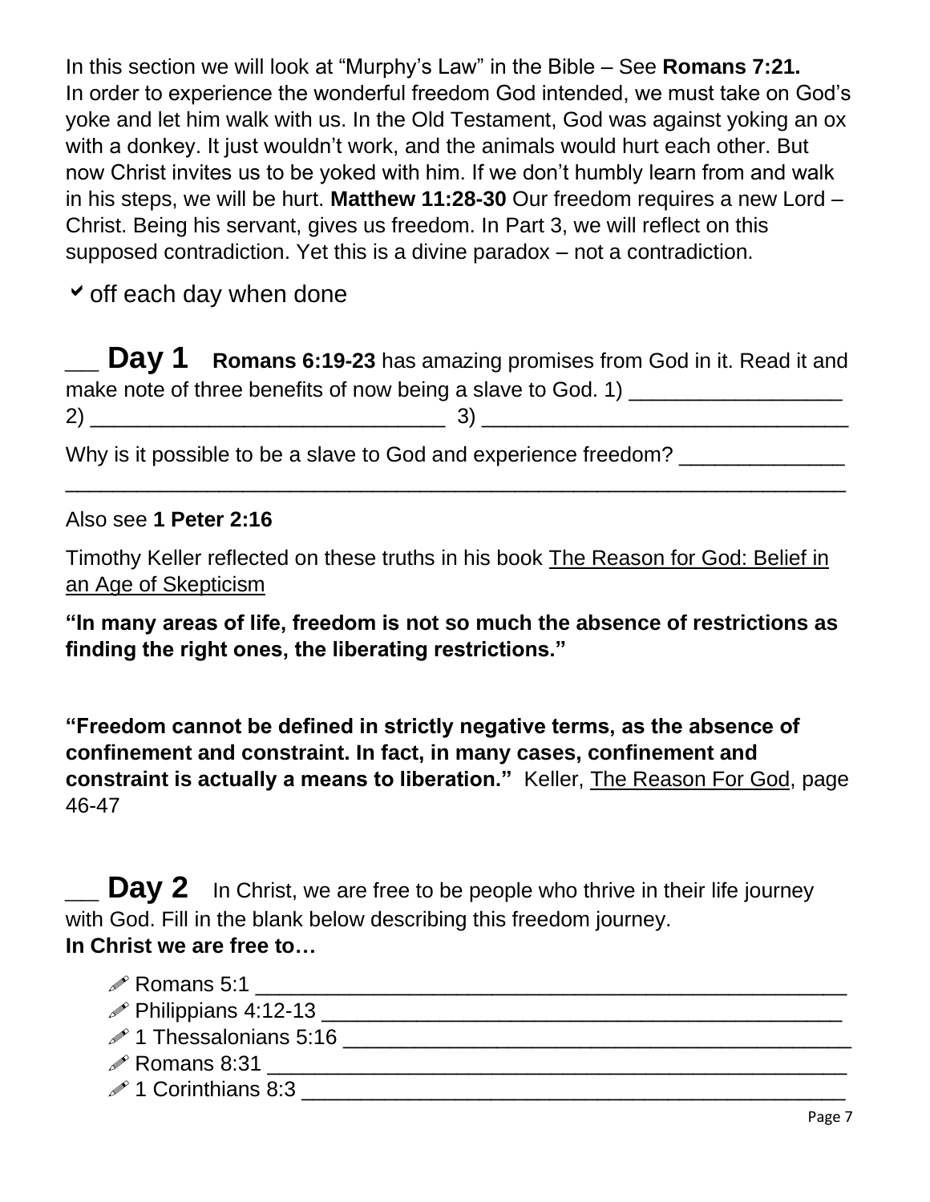In this section we will look at "Murphy's Law" in the Bible – See **Romans 7:21.** In order to experience the wonderful freedom God intended, we must take on God's yoke and let him walk with us. In the Old Testament, God was against yoking an ox with a donkey. It just wouldn't work, and the animals would hurt each other. But now Christ invites us to be yoked with him. If we don't humbly learn from and walk in his steps, we will be hurt. **Matthew 11:28-30** Our freedom requires a new Lord – Christ. Being his servant, gives us freedom. In Part 3, we will reflect on this supposed contradiction. Yet this is a divine paradox – not a contradiction.

✔ off each day when done

___ **Day 1** **Romans 6:19-23** has amazing promises from God in it. Read it and make note of three benefits of now being a slave to God. 1) __________________ 2) ______________________________ 3) _______________________________

Why is it possible to be a slave to God and experience freedom? ______________ _________________________________________________________________

Also see **1 Peter 2:16**

Timothy Keller reflected on these truths in his book The Reason for God: Belief in an Age of Skepticism

**"In many areas of life, freedom is not so much the absence of restrictions as finding the right ones, the liberating restrictions."**

**"Freedom cannot be defined in strictly negative terms, as the absence of confinement and constraint. In fact, in many cases, confinement and constraint is actually a means to liberation."** Keller, The Reason For God, page 46-47

___ **Day 2** In Christ, we are free to be people who thrive in their life journey with God. Fill in the blank below describing this freedom journey.
**In Christ we are free to…**

- ✐ Romans 5:1 ______________________________________________
- ✐ Philippians 4:12-13 ________________________________________
- ✐ 1 Thessalonians 5:16 ______________________________________
- ✐ Romans 8:31 ____________________________________________
- ✐ 1 Corinthians 8:3 _________________________________________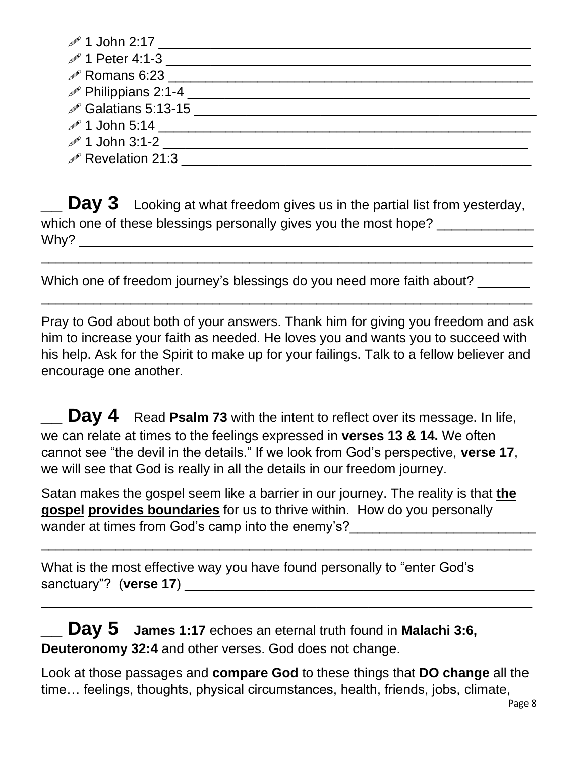- ✏ 1 John 2:17 ____________________________________________
- ✏ 1 Peter 4:1-3 ___________________________________________
- ✏ Romans 6:23 ____________________________________________
- ✏ Philippians 2:1-4 ________________________________________
- ✏ Galatians 5:13-15 _______________________________________
- ✏ 1 John 5:14 _____________________________________________
- ✏ 1 John 3:1-2 ____________________________________________
- ✏ Revelation 21:3 __________________________________________

___ **Day 3** Looking at what freedom gives us in the partial list from yesterday, which one of these blessings personally gives you the most hope? _____________ Why? ____________________________________________________________

____________________________________________________________________

Which one of freedom journey's blessings do you need more faith about? _______

____________________________________________________________________

Pray to God about both of your answers. Thank him for giving you freedom and ask him to increase your faith as needed. He loves you and wants you to succeed with his help. Ask for the Spirit to make up for your failings. Talk to a fellow believer and encourage one another.

___ **Day 4** Read **Psalm 73** with the intent to reflect over its message. In life, we can relate at times to the feelings expressed in **verses 13 & 14.** We often cannot see "the devil in the details." If we look from God's perspective, **verse 17**, we will see that God is really in all the details in our freedom journey.

Satan makes the gospel seem like a barrier in our journey. The reality is that **<u>the gospel</u> <u>provides boundaries</u>** for us to thrive within. How do you personally wander at times from God's camp into the enemy's?_________________________

____________________________________________________________________

What is the most effective way you have found personally to "enter God's sanctuary"? (**verse 17**) _________________________________________________

____________________________________________________________________

___ **Day 5** **James 1:17** echoes an eternal truth found in **Malachi 3:6, Deuteronomy 32:4** and other verses. God does not change.

Look at those passages and **compare God** to these things that **DO change** all the time… feelings, thoughts, physical circumstances, health, friends, jobs, climate,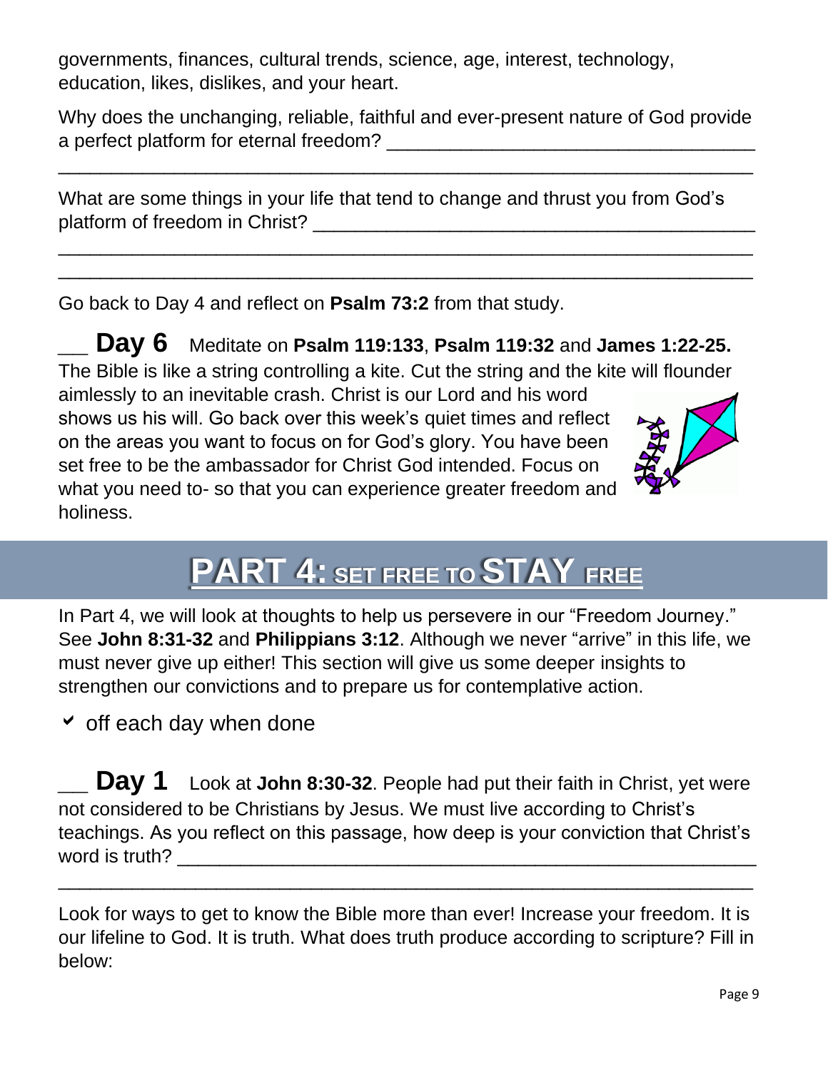governments, finances, cultural trends, science, age, interest, technology, education, likes, dislikes, and your heart.

Why does the unchanging, reliable, faithful and ever-present nature of God provide a perfect platform for eternal freedom? ___________________________________
_______________________________________________________________

What are some things in your life that tend to change and thrust you from God's platform of freedom in Christ? __________________________________________
_______________________________________________________________
_______________________________________________________________

Go back to Day 4 and reflect on **Psalm 73:2** from that study.

___ **Day 6** Meditate on **Psalm 119:133**, **Psalm 119:32** and **James 1:22-25.** The Bible is like a string controlling a kite. Cut the string and the kite will flounder aimlessly to an inevitable crash. Christ is our Lord and his word shows us his will. Go back over this week's quiet times and reflect on the areas you want to focus on for God's glory. You have been set free to be the ambassador for Christ God intended. Focus on what you need to- so that you can experience greater freedom and holiness.

# PART 4: SET FREE TO STAY FREE

In Part 4, we will look at thoughts to help us persevere in our "Freedom Journey." See **John 8:31-32** and **Philippians 3:12**. Although we never "arrive" in this life, we must never give up either! This section will give us some deeper insights to strengthen our convictions and to prepare us for contemplative action.

✔ off each day when done

___ **Day 1** Look at **John 8:30-32**. People had put their faith in Christ, yet were not considered to be Christians by Jesus. We must live according to Christ's teachings. As you reflect on this passage, how deep is your conviction that Christ's word is truth? _______________________________________________________
_______________________________________________________________

Look for ways to get to know the Bible more than ever! Increase your freedom. It is our lifeline to God. It is truth. What does truth produce according to scripture? Fill in below: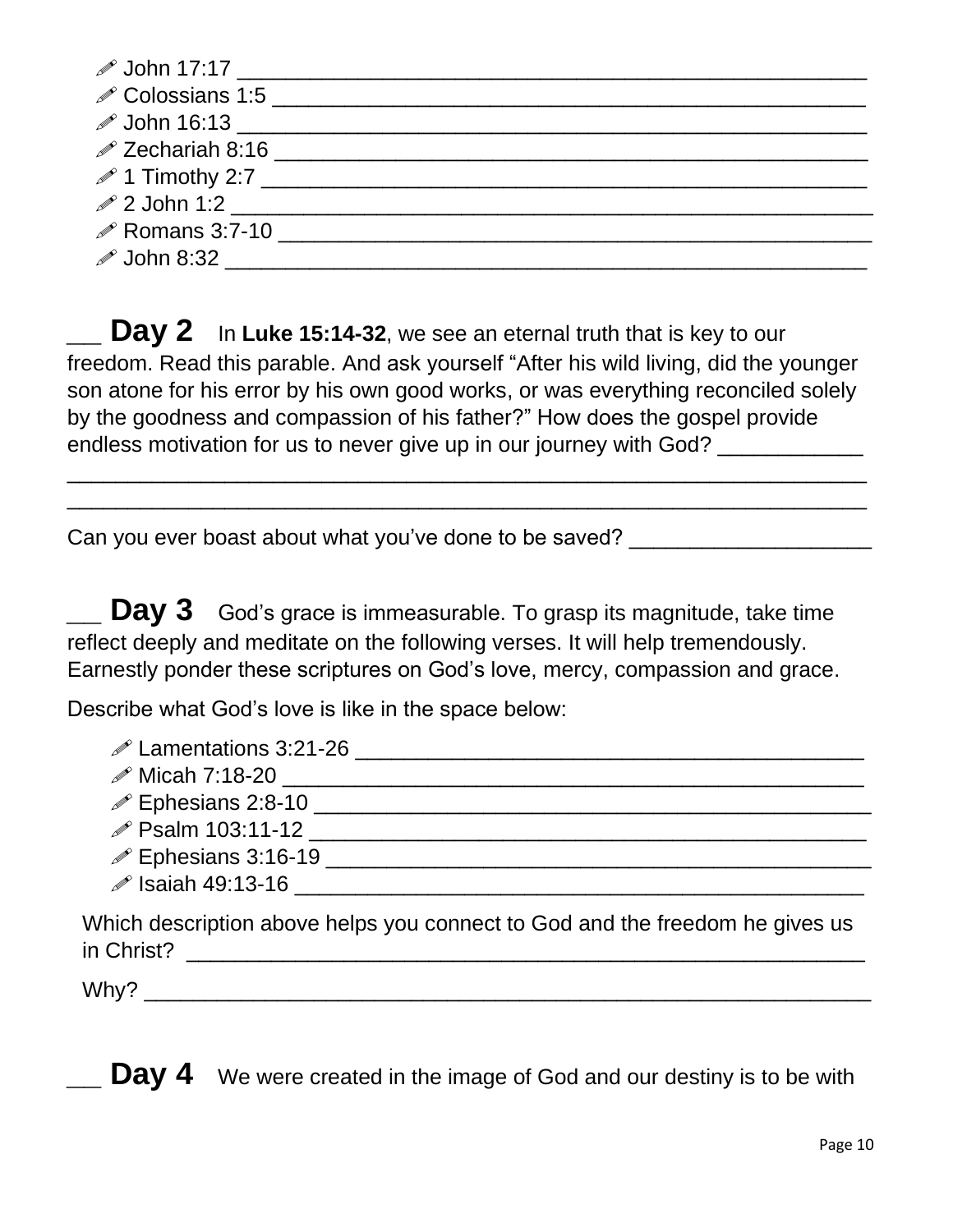- ✐ John 17:17 ____________________________________________________
- ✐ Colossians 1:5 ________________________________________________
- ✐ John 16:13 ____________________________________________________
- ✐ Zechariah 8:16 ________________________________________________
- ✐ 1 Timothy 2:7 _________________________________________________
- ✐ 2 John 1:2 _____________________________________________________
- ✐ Romans 3:7-10 _________________________________________________
- ✐ John 8:32 ______________________________________________________

__ **Day 2** In **Luke 15:14-32**, we see an eternal truth that is key to our freedom. Read this parable. And ask yourself "After his wild living, did the younger son atone for his error by his own good works, or was everything reconciled solely by the goodness and compassion of his father?" How does the gospel provide endless motivation for us to never give up in our journey with God? ____________

__________________________________________________________________

__________________________________________________________________

Can you ever boast about what you've done to be saved? ____________________

__ **Day 3** God's grace is immeasurable. To grasp its magnitude, take time reflect deeply and meditate on the following verses. It will help tremendously. Earnestly ponder these scriptures on God's love, mercy, compassion and grace.

Describe what God's love is like in the space below:

- ✐ Lamentations 3:21-26 __________________________________________
- ✐ Micah 7:18-20 _______________________________________________
- ✐ Ephesians 2:8-10 ____________________________________________
- ✐ Psalm 103:11-12 _____________________________________________
- ✐ Ephesians 3:16-19 ___________________________________________
- ✐ Isaiah 49:13-16 ______________________________________________

Which description above helps you connect to God and the freedom he gives us in Christ? __________________________________________________________

Why? ______________________________________________________________

__ **Day 4** We were created in the image of God and our destiny is to be with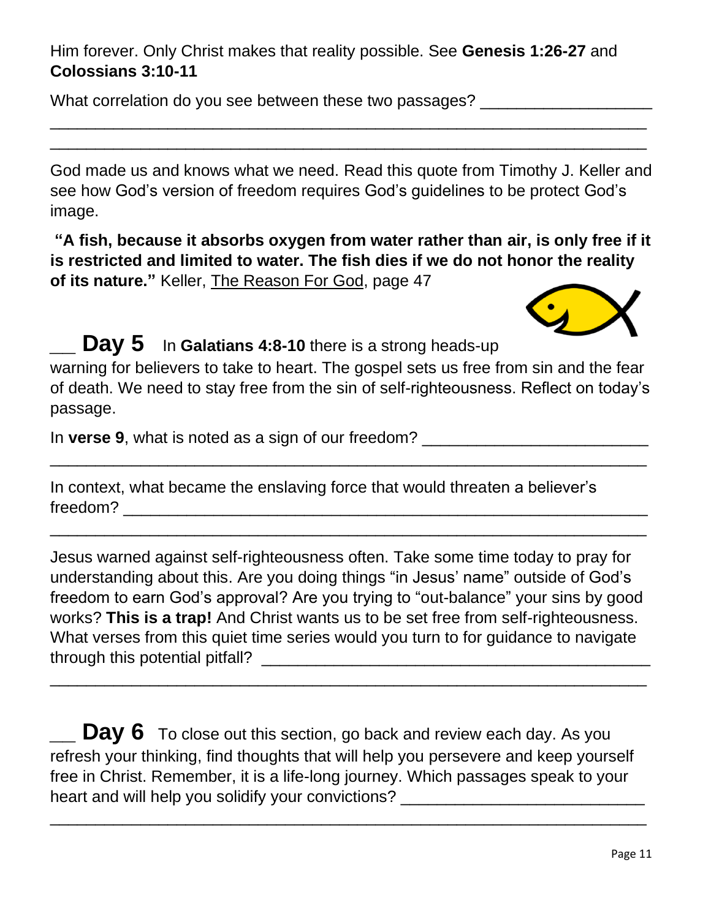Him forever. Only Christ makes that reality possible. See **Genesis 1:26-27** and **Colossians 3:10-11**

What correlation do you see between these two passages? ___________________
_____________________________________________________________________
_____________________________________________________________________

God made us and knows what we need. Read this quote from Timothy J. Keller and see how God's version of freedom requires God's guidelines to be protect God's image.

**"A fish, because it absorbs oxygen from water rather than air, is only free if it is restricted and limited to water. The fish dies if we do not honor the reality of its nature."** Keller, The Reason For God, page 47

___ **Day 5** In **Galatians 4:8-10** there is a strong heads-up warning for believers to take to heart. The gospel sets us free from sin and the fear of death. We need to stay free from the sin of self-righteousness. Reflect on today's passage.

In **verse 9**, what is noted as a sign of our freedom? _________________________
_____________________________________________________________________

In context, what became the enslaving force that would threaten a believer's freedom? ____________________________________________________________
_____________________________________________________________________

Jesus warned against self-righteousness often. Take some time today to pray for understanding about this. Are you doing things "in Jesus' name" outside of God's freedom to earn God's approval? Are you trying to "out-balance" your sins by good works? **This is a trap!** And Christ wants us to be set free from self-righteousness. What verses from this quiet time series would you turn to for guidance to navigate through this potential pitfall? ____________________________________________
_____________________________________________________________________

___ **Day 6** To close out this section, go back and review each day. As you refresh your thinking, find thoughts that will help you persevere and keep yourself free in Christ. Remember, it is a life-long journey. Which passages speak to your heart and will help you solidify your convictions? ___________________________
_____________________________________________________________________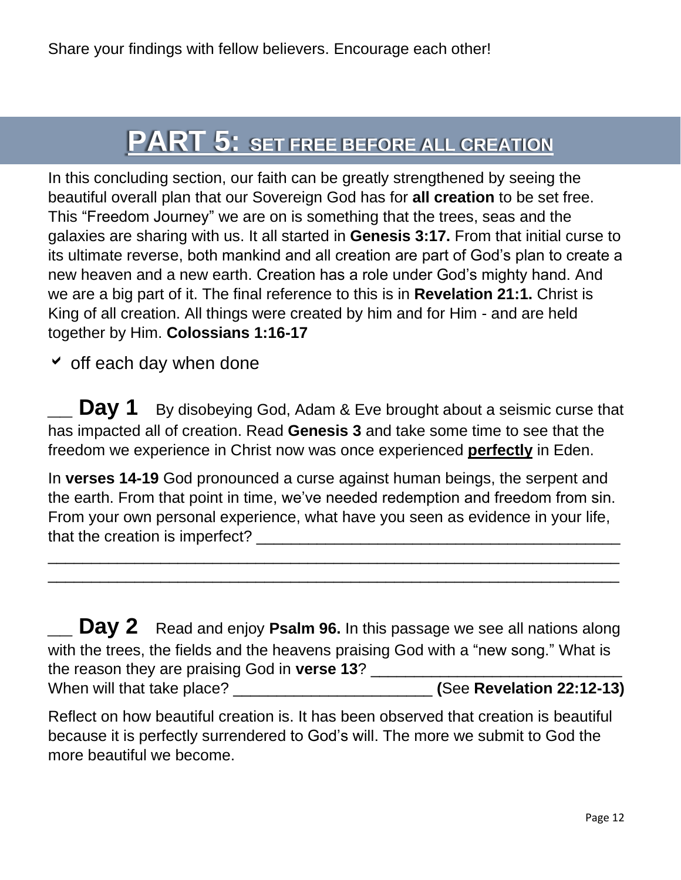Share your findings with fellow believers. Encourage each other!

# PART 5: SET FREE BEFORE ALL CREATION

In this concluding section, our faith can be greatly strengthened by seeing the beautiful overall plan that our Sovereign God has for **all creation** to be set free. This "Freedom Journey" we are on is something that the trees, seas and the galaxies are sharing with us. It all started in **Genesis 3:17.** From that initial curse to its ultimate reverse, both mankind and all creation are part of God's plan to create a new heaven and a new earth. Creation has a role under God's mighty hand. And we are a big part of it. The final reference to this is in **Revelation 21:1.** Christ is King of all creation. All things were created by him and for Him - and are held together by Him. **Colossians 1:16-17**

✓ off each day when done

___ **Day 1** By disobeying God, Adam & Eve brought about a seismic curse that has impacted all of creation. Read **Genesis 3** and take some time to see that the freedom we experience in Christ now was once experienced **perfectly** in Eden.

In **verses 14-19** God pronounced a curse against human beings, the serpent and the earth. From that point in time, we've needed redemption and freedom from sin. From your own personal experience, what have you seen as evidence in your life, that the creation is imperfect? ________________________________________
________________________________________________________________
________________________________________________________________

___ **Day 2** Read and enjoy **Psalm 96.** In this passage we see all nations along with the trees, the fields and the heavens praising God with a "new song." What is the reason they are praising God in **verse 13**? _____________________________
When will that take place? _______________________ **(**See **Revelation 22:12-13)**

Reflect on how beautiful creation is. It has been observed that creation is beautiful because it is perfectly surrendered to God's will. The more we submit to God the more beautiful we become.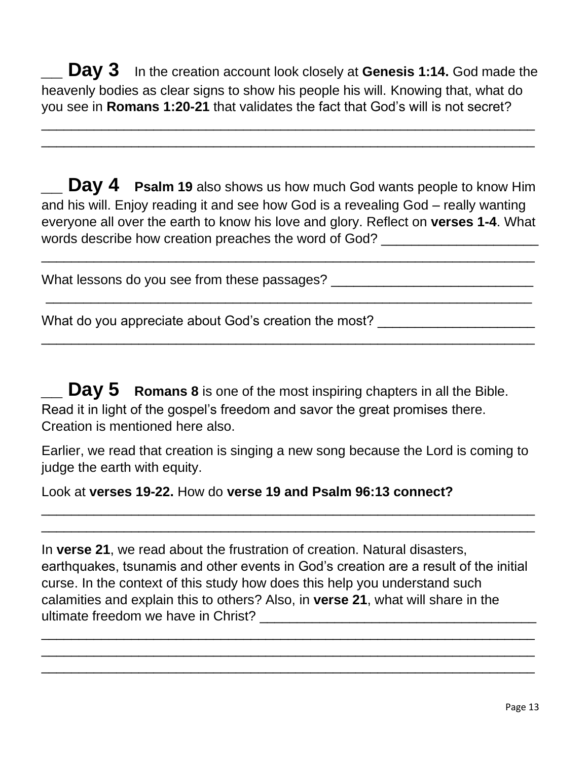___ **Day 3** In the creation account look closely at **Genesis 1:14.** God made the heavenly bodies as clear signs to show his people his will. Knowing that, what do you see in **Romans 1:20-21** that validates the fact that God's will is not secret?

___________________________________________________________________
___________________________________________________________________

___ **Day 4** **Psalm 19** also shows us how much God wants people to know Him and his will. Enjoy reading it and see how God is a revealing God – really wanting everyone all over the earth to know his love and glory. Reflect on **verses 1-4**. What words describe how creation preaches the word of God? ____________________
___________________________________________________________________

What lessons do you see from these passages? ___________________________
___________________________________________________________________

What do you appreciate about God's creation the most? ____________________
___________________________________________________________________

___ **Day 5** **Romans 8** is one of the most inspiring chapters in all the Bible. Read it in light of the gospel's freedom and savor the great promises there. Creation is mentioned here also.

Earlier, we read that creation is singing a new song because the Lord is coming to judge the earth with equity.

Look at **verses 19-22.** How do **verse 19 and Psalm 96:13 connect?**

___________________________________________________________________
___________________________________________________________________

In **verse 21**, we read about the frustration of creation. Natural disasters, earthquakes, tsunamis and other events in God's creation are a result of the initial curse. In the context of this study how does this help you understand such calamities and explain this to others? Also, in **verse 21**, what will share in the ultimate freedom we have in Christ? ______________________________________
___________________________________________________________________
___________________________________________________________________
___________________________________________________________________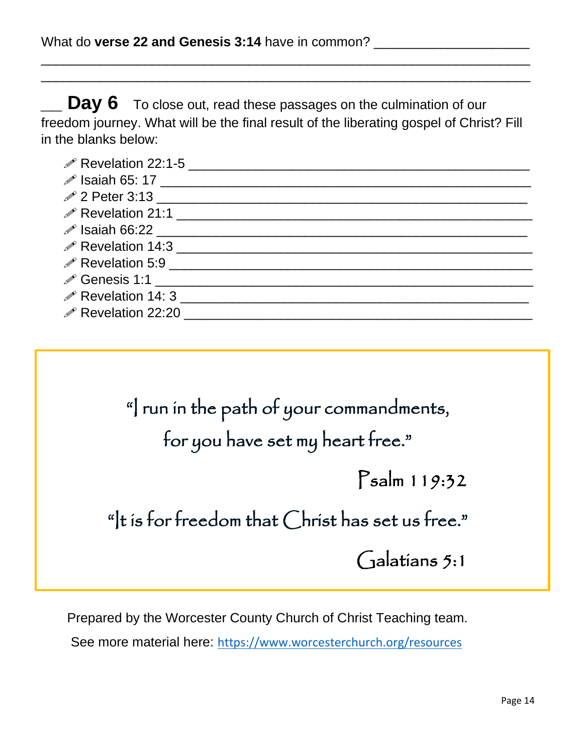What do **verse 22 and Genesis 3:14** have in common? ____________________
____________________________________________________________
____________________________________________________________

___ **Day 6** To close out, read these passages on the culmination of our freedom journey. What will be the final result of the liberating gospel of Christ? Fill in the blanks below:

- ✏ Revelation 22:1-5 ____________________________________________
- ✏ Isaiah 65: 17 _______________________________________________
- ✏ 2 Peter 3:13 _______________________________________________
- ✏ Revelation 21:1 _____________________________________________
- ✏ Isaiah 66:22 _______________________________________________
- ✏ Revelation 14:3 _____________________________________________
- ✏ Revelation 5:9 ______________________________________________
- ✏ Genesis 1:1 ________________________________________________
- ✏ Revelation 14: 3 ____________________________________________
- ✏ Revelation 22:20 ____________________________________________

> "I run in the path of your commandments,
> for you have set my heart free."
>
> Psalm 119:32
>
> "It is for freedom that Christ has set us free."
>
> Galatians 5:1

Prepared by the Worcester County Church of Christ Teaching team.

See more material here: https://www.worcesterchurch.org/resources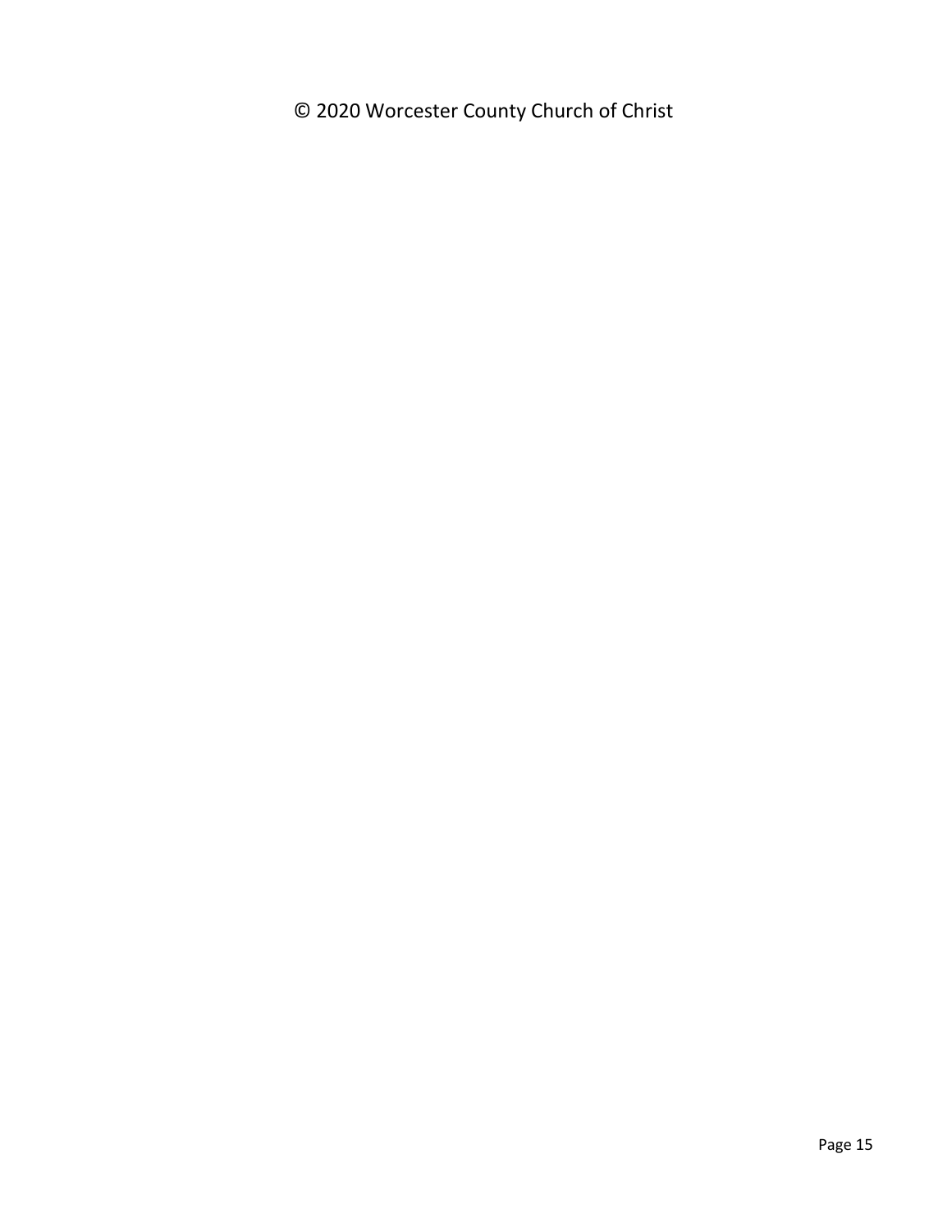© 2020 Worcester County Church of Christ